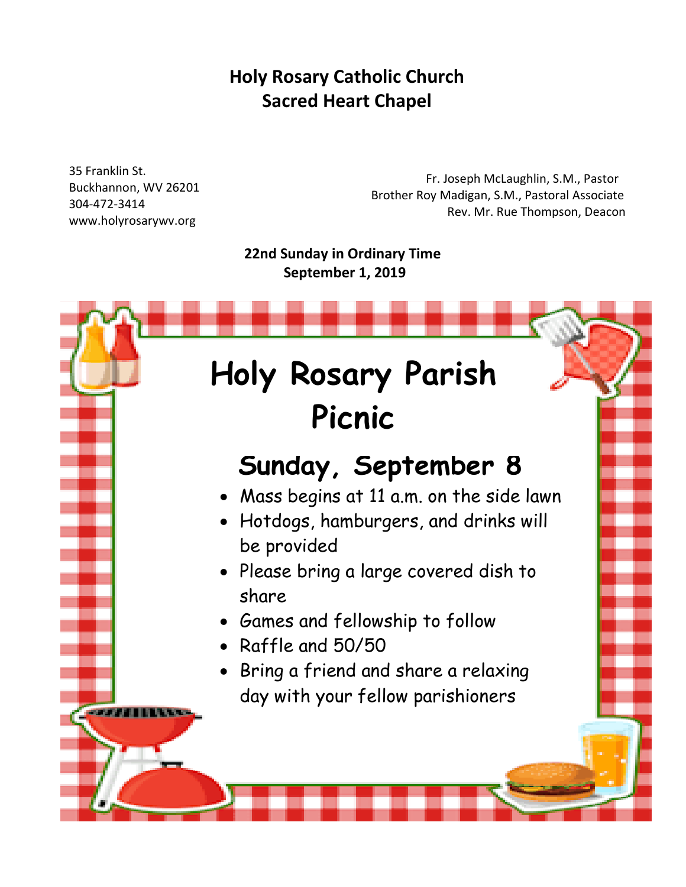# Holy Rosary Catholic Church
## Sacred Heart Chapel

35 Franklin St.
Buckhannon, WV 26201
304-472-3414
www.holyrosarywv.org

Fr. Joseph McLaughlin, S.M., Pastor
Brother Roy Madigan, S.M., Pastoral Associate
Rev. Mr. Rue Thompson, Deacon

**22nd Sunday in Ordinary Time**
**September 1, 2019**

# Holy Rosary Parish Picnic

## Sunday, September 8

- Mass begins at 11 a.m. on the side lawn
- Hotdogs, hamburgers, and drinks will be provided
- Please bring a large covered dish to share
- Games and fellowship to follow
- Raffle and 50/50
- Bring a friend and share a relaxing day with your fellow parishioners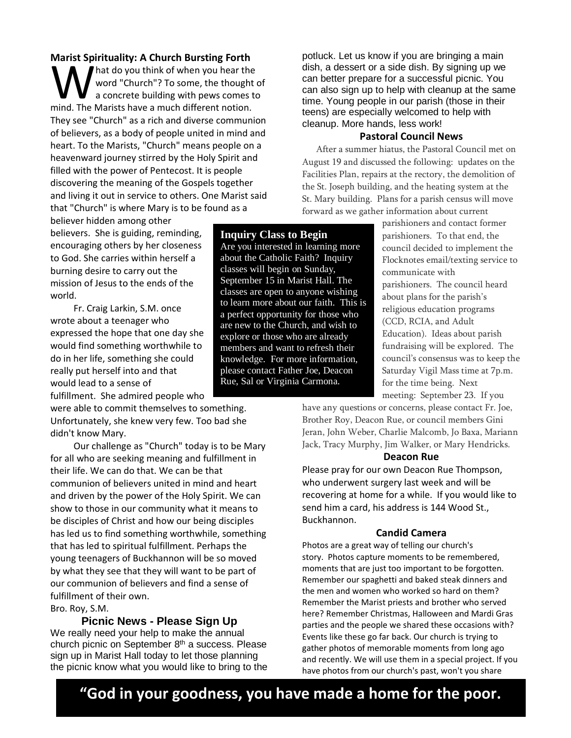## Marist Spirituality: A Church Bursting Forth

What do you think of when you hear the word "Church"? To some, the thought of a concrete building with pews comes to mind. The Marists have a much different notion. They see "Church" as a rich and diverse communion of believers, as a body of people united in mind and heart. To the Marists, "Church" means people on a heavenward journey stirred by the Holy Spirit and filled with the power of Pentecost. It is people discovering the meaning of the Gospels together and living it out in service to others. One Marist said that "Church" is where Mary is to be found as a believer hidden among other believers. She is guiding, reminding, encouraging others by her closeness to God. She carries within herself a burning desire to carry out the mission of Jesus to the ends of the world.

Fr. Craig Larkin, S.M. once wrote about a teenager who expressed the hope that one day she would find something worthwhile to do in her life, something she could really put herself into and that would lead to a sense of fulfillment. She admired people who were able to commit themselves to something. Unfortunately, she knew very few. Too bad she didn't know Mary.

Our challenge as "Church" today is to be Mary for all who are seeking meaning and fulfillment in their life. We can do that. We can be that communion of believers united in mind and heart and driven by the power of the Holy Spirit. We can show to those in our community what it means to be disciples of Christ and how our being disciples has led us to find something worthwhile, something that has led to spiritual fulfillment. Perhaps the young teenagers of Buckhannon will be so moved by what they see that they will want to be part of our communion of believers and find a sense of fulfillment of their own.

Bro. Roy, S.M.

## Picnic News - Please Sign Up

We really need your help to make the annual church picnic on September 8th a success. Please sign up in Marist Hall today to let those planning the picnic know what you would like to bring to the potluck. Let us know if you are bringing a main dish, a dessert or a side dish. By signing up we can better prepare for a successful picnic. You can also sign up to help with cleanup at the same time. Young people in our parish (those in their teens) are especially welcomed to help with cleanup. More hands, less work!

## Inquiry Class to Begin

Are you interested in learning more about the Catholic Faith? Inquiry classes will begin on Sunday, September 15 in Marist Hall. The classes are open to anyone wishing to learn more about our faith. This is a perfect opportunity for those who are new to the Church, and wish to explore or those who are already members and want to refresh their knowledge. For more information, please contact Father Joe, Deacon Rue, Sal or Virginia Carmona.

## Pastoral Council News

After a summer hiatus, the Pastoral Council met on August 19 and discussed the following: updates on the Facilities Plan, repairs at the rectory, the demolition of the St. Joseph building, and the heating system at the St. Mary building. Plans for a parish census will move forward as we gather information about current parishioners and contact former parishioners. To that end, the council decided to implement the Flocknotes email/texting service to communicate with parishioners. The council heard about plans for the parish's religious education programs (CCD, RCIA, and Adult Education). Ideas about parish fundraising will be explored. The council's consensus was to keep the Saturday Vigil Mass time at 7p.m. for the time being. Next meeting: September 23. If you have any questions or concerns, please contact Fr. Joe, Brother Roy, Deacon Rue, or council members Gini Jeran, John Weber, Charlie Malcomb, Jo Baxa, Mariann Jack, Tracy Murphy, Jim Walker, or Mary Hendricks.

## Deacon Rue

Please pray for our own Deacon Rue Thompson, who underwent surgery last week and will be recovering at home for a while. If you would like to send him a card, his address is 144 Wood St., Buckhannon.

## Candid Camera

Photos are a great way of telling our church's story. Photos capture moments to be remembered, moments that are just too important to be forgotten. Remember our spaghetti and baked steak dinners and the men and women who worked so hard on them? Remember the Marist priests and brother who served here? Remember Christmas, Halloween and Mardi Gras parties and the people we shared these occasions with? Events like these go far back. Our church is trying to gather photos of memorable moments from long ago and recently. We will use them in a special project. If you have photos from our church's past, won't you share

**"God in your goodness, you have made a home for the poor.**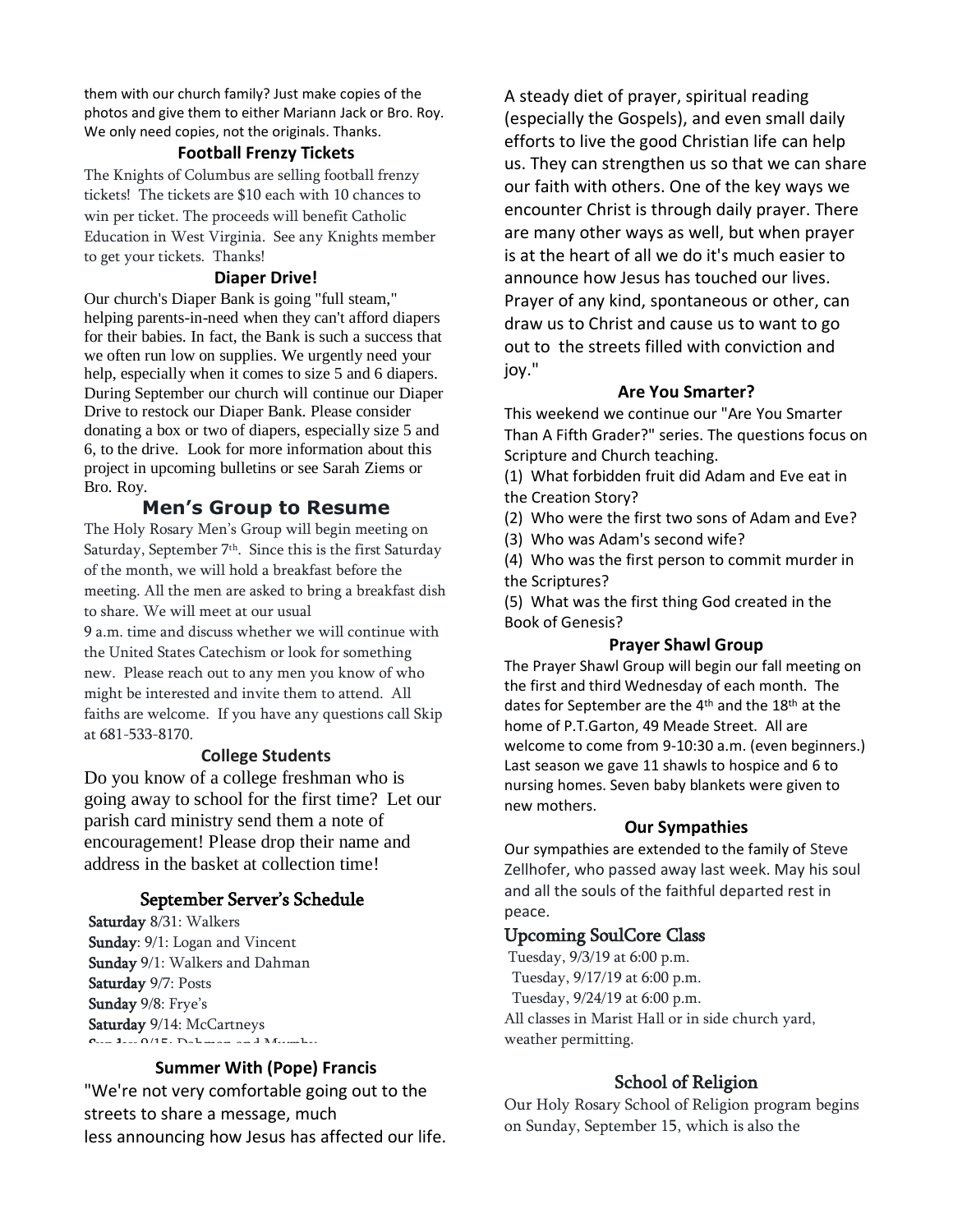them with our church family? Just make copies of the photos and give them to either Mariann Jack or Bro. Roy. We only need copies, not the originals. Thanks.

### Football Frenzy Tickets

The Knights of Columbus are selling football frenzy tickets! The tickets are $10 each with 10 chances to win per ticket. The proceeds will benefit Catholic Education in West Virginia. See any Knights member to get your tickets. Thanks!

### Diaper Drive!

Our church's Diaper Bank is going "full steam," helping parents-in-need when they can't afford diapers for their babies. In fact, the Bank is such a success that we often run low on supplies. We urgently need your help, especially when it comes to size 5 and 6 diapers. During September our church will continue our Diaper Drive to restock our Diaper Bank. Please consider donating a box or two of diapers, especially size 5 and 6, to the drive. Look for more information about this project in upcoming bulletins or see Sarah Ziems or Bro. Roy.

## Men's Group to Resume

The Holy Rosary Men's Group will begin meeting on Saturday, September 7th. Since this is the first Saturday of the month, we will hold a breakfast before the meeting. All the men are asked to bring a breakfast dish to share. We will meet at our usual 9 a.m. time and discuss whether we will continue with the United States Catechism or look for something new. Please reach out to any men you know of who might be interested and invite them to attend. All faiths are welcome. If you have any questions call Skip at 681-533-8170.

### College Students

Do you know of a college freshman who is going away to school for the first time? Let our parish card ministry send them a note of encouragement! Please drop their name and address in the basket at collection time!

### September Server's Schedule

**Saturday** 8/31: Walkers
**Sunday**: 9/1: Logan and Vincent
**Sunday** 9/1: Walkers and Dahman
**Saturday** 9/7: Posts
**Sunday** 9/8: Frye's
**Saturday** 9/14: McCartneys
**Sunday** 9/15: Dahman and Murphy

### Summer With (Pope) Francis

"We're not very comfortable going out to the streets to share a message, much less announcing how Jesus has affected our life. A steady diet of prayer, spiritual reading (especially the Gospels), and even small daily efforts to live the good Christian life can help us. They can strengthen us so that we can share our faith with others. One of the key ways we encounter Christ is through daily prayer. There are many other ways as well, but when prayer is at the heart of all we do it's much easier to announce how Jesus has touched our lives. Prayer of any kind, spontaneous or other, can draw us to Christ and cause us to want to go out to the streets filled with conviction and joy."

### Are You Smarter?

This weekend we continue our "Are You Smarter Than A Fifth Grader?" series. The questions focus on Scripture and Church teaching.

(1) What forbidden fruit did Adam and Eve eat in the Creation Story?
(2) Who were the first two sons of Adam and Eve?
(3) Who was Adam's second wife?
(4) Who was the first person to commit murder in the Scriptures?
(5) What was the first thing God created in the Book of Genesis?

### Prayer Shawl Group

The Prayer Shawl Group will begin our fall meeting on the first and third Wednesday of each month. The dates for September are the 4th and the 18th at the home of P.T.Garton, 49 Meade Street. All are welcome to come from 9-10:30 a.m. (even beginners.) Last season we gave 11 shawls to hospice and 6 to nursing homes. Seven baby blankets were given to new mothers.

### Our Sympathies

Our sympathies are extended to the family of Steve Zellhofer, who passed away last week. May his soul and all the souls of the faithful departed rest in peace.

### Upcoming SoulCore Class

Tuesday, 9/3/19 at 6:00 p.m.
Tuesday, 9/17/19 at 6:00 p.m.
Tuesday, 9/24/19 at 6:00 p.m.
All classes in Marist Hall or in side church yard, weather permitting.

### School of Religion

Our Holy Rosary School of Religion program begins on Sunday, September 15, which is also the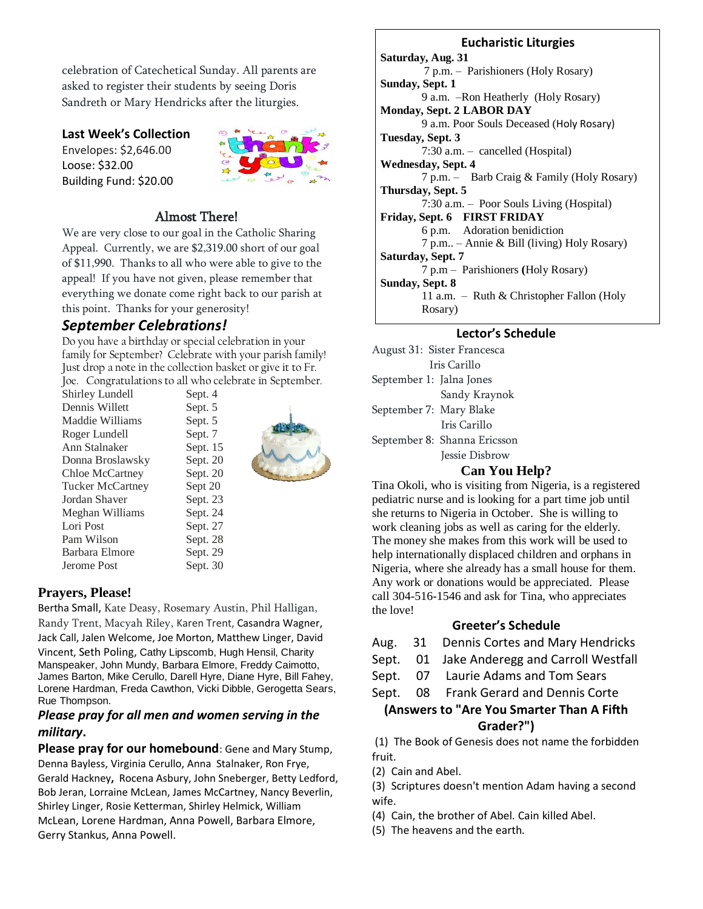celebration of Catechetical Sunday. All parents are asked to register their students by seeing Doris Sandreth or Mary Hendricks after the liturgies.

### Last Week's Collection

Envelopes: $2,646.00
Loose: $32.00
Building Fund: $20.00

### Almost There!

We are very close to our goal in the Catholic Sharing Appeal. Currently, we are $2,319.00 short of our goal of $11,990. Thanks to all who were able to give to the appeal! If you have not given, please remember that everything we donate come right back to our parish at this point. Thanks for your generosity!

## *September Celebrations!*

Do you have a birthday or special celebration in your family for September? Celebrate with your parish family! Just drop a note in the collection basket or give it to Fr. Joe. Congratulations to all who celebrate in September.

| | |
|---|---|
| Shirley Lundell | Sept. 4 |
| Dennis Willett | Sept. 5 |
| Maddie Williams | Sept. 5 |
| Roger Lundell | Sept. 7 |
| Ann Stalnaker | Sept. 15 |
| Donna Broslawsky | Sept. 20 |
| Chloe McCartney | Sept. 20 |
| Tucker McCartney | Sept 20 |
| Jordan Shaver | Sept. 23 |
| Meghan Williams | Sept. 24 |
| Lori Post | Sept. 27 |
| Pam Wilson | Sept. 28 |
| Barbara Elmore | Sept. 29 |
| Jerome Post | Sept. 30 |

### Prayers, Please!

Bertha Small, Kate Deasy, Rosemary Austin, Phil Halligan, Randy Trent, Macyah Riley, Karen Trent, Casandra Wagner, Jack Call, Jalen Welcome, Joe Morton, Matthew Linger, David Vincent, Seth Poling, Cathy Lipscomb, Hugh Hensil, Charity Manspeaker, John Mundy, Barbara Elmore, Freddy Caimotto, James Barton, Mike Cerullo, Darell Hyre, Diane Hyre, Bill Fahey, Lorene Hardman, Freda Cawthon, Vicki Dibble, Gerogetta Sears, Rue Thompson.

***Please pray for all men and women serving in the military.***

**Please pray for our homebound**: Gene and Mary Stump, Denna Bayless, Virginia Cerullo, Anna Stalnaker, Ron Frye, Gerald Hackney, Rocena Asbury, John Sneberger, Betty Ledford, Bob Jeran, Lorraine McLean, James McCartney, Nancy Beverlin, Shirley Linger, Rosie Ketterman, Shirley Helmick, William McLean, Lorene Hardman, Anna Powell, Barbara Elmore, Gerry Stankus, Anna Powell.

### Eucharistic Liturgies

**Saturday, Aug. 31**
7 p.m. – Parishioners (Holy Rosary)
**Sunday, Sept. 1**
9 a.m. –Ron Heatherly (Holy Rosary)
**Monday, Sept. 2 LABOR DAY**
9 a.m. Poor Souls Deceased (Holy Rosary)
**Tuesday, Sept. 3**
7:30 a.m. – cancelled (Hospital)
**Wednesday, Sept. 4**
7 p.m. – Barb Craig & Family (Holy Rosary)
**Thursday, Sept. 5**
7:30 a.m. – Poor Souls Living (Hospital)
**Friday, Sept. 6 FIRST FRIDAY**
6 p.m. Adoration benidiction
7 p.m.. – Annie & Bill (living) Holy Rosary)
**Saturday, Sept. 7**
7 p.m – Parishioners **(**Holy Rosary)
**Sunday, Sept. 8**
11 a.m. – Ruth & Christopher Fallon (Holy Rosary)

### Lector's Schedule

August 31: Sister Francesca
Iris Carillo
September 1: Jalna Jones
Sandy Kraynok
September 7: Mary Blake
Iris Carillo
September 8: Shanna Ericsson
Jessie Disbrow

### Can You Help?

Tina Okoli, who is visiting from Nigeria, is a registered pediatric nurse and is looking for a part time job until she returns to Nigeria in October. She is willing to work cleaning jobs as well as caring for the elderly. The money she makes from this work will be used to help internationally displaced children and orphans in Nigeria, where she already has a small house for them. Any work or donations would be appreciated. Please call 304-516-1546 and ask for Tina, who appreciates the love!

### Greeter's Schedule

| | | |
|---|---|---|
| Aug. | 31 | Dennis Cortes and Mary Hendricks |
| Sept. | 01 | Jake Anderegg and Carroll Westfall |
| Sept. | 07 | Laurie Adams and Tom Sears |
| Sept. | 08 | Frank Gerard and Dennis Corte |

### (Answers to "Are You Smarter Than A Fifth Grader?")

(1) The Book of Genesis does not name the forbidden fruit.
(2) Cain and Abel.
(3) Scriptures doesn't mention Adam having a second wife.
(4) Cain, the brother of Abel. Cain killed Abel.
(5) The heavens and the earth.